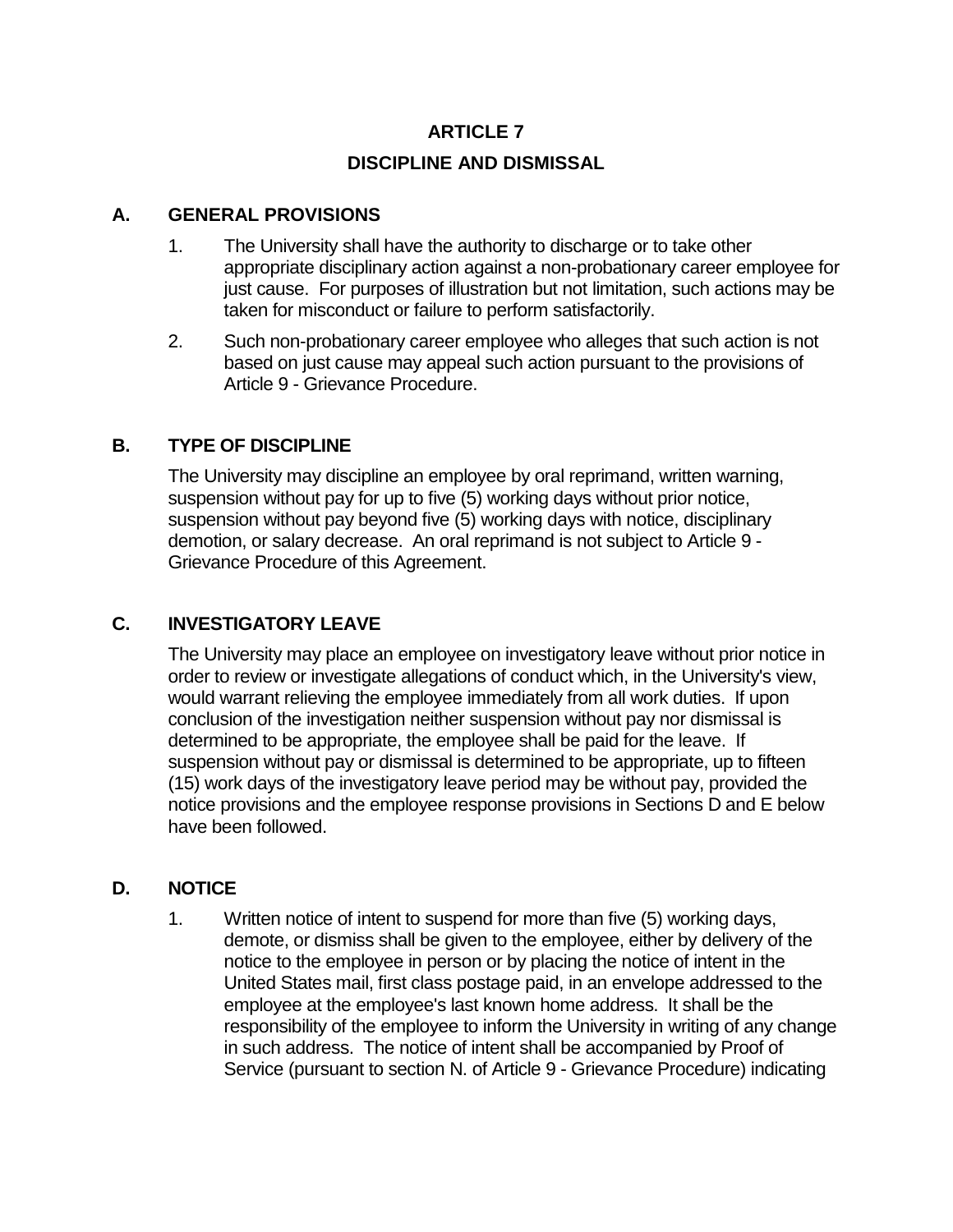# ARTICLE 7

# DISCIPLINE AND DISMISSAL

## A. GENERAL PROVISIONS

1. The University shall have the authority to discharge or to take other appropriate disciplinary action against a non-probationary career employee for just cause. For purposes of illustration but not limitation, such actions may be taken for misconduct or failure to perform satisfactorily.

2. Such non-probationary career employee who alleges that such action is not based on just cause may appeal such action pursuant to the provisions of Article 9 - Grievance Procedure.

## B. TYPE OF DISCIPLINE

The University may discipline an employee by oral reprimand, written warning, suspension without pay for up to five (5) working days without prior notice, suspension without pay beyond five (5) working days with notice, disciplinary demotion, or salary decrease. An oral reprimand is not subject to Article 9 - Grievance Procedure of this Agreement.

## C. INVESTIGATORY LEAVE

The University may place an employee on investigatory leave without prior notice in order to review or investigate allegations of conduct which, in the University's view, would warrant relieving the employee immediately from all work duties. If upon conclusion of the investigation neither suspension without pay nor dismissal is determined to be appropriate, the employee shall be paid for the leave. If suspension without pay or dismissal is determined to be appropriate, up to fifteen (15) work days of the investigatory leave period may be without pay, provided the notice provisions and the employee response provisions in Sections D and E below have been followed.

## D. NOTICE

1. Written notice of intent to suspend for more than five (5) working days, demote, or dismiss shall be given to the employee, either by delivery of the notice to the employee in person or by placing the notice of intent in the United States mail, first class postage paid, in an envelope addressed to the employee at the employee's last known home address. It shall be the responsibility of the employee to inform the University in writing of any change in such address. The notice of intent shall be accompanied by Proof of Service (pursuant to section N. of Article 9 - Grievance Procedure) indicating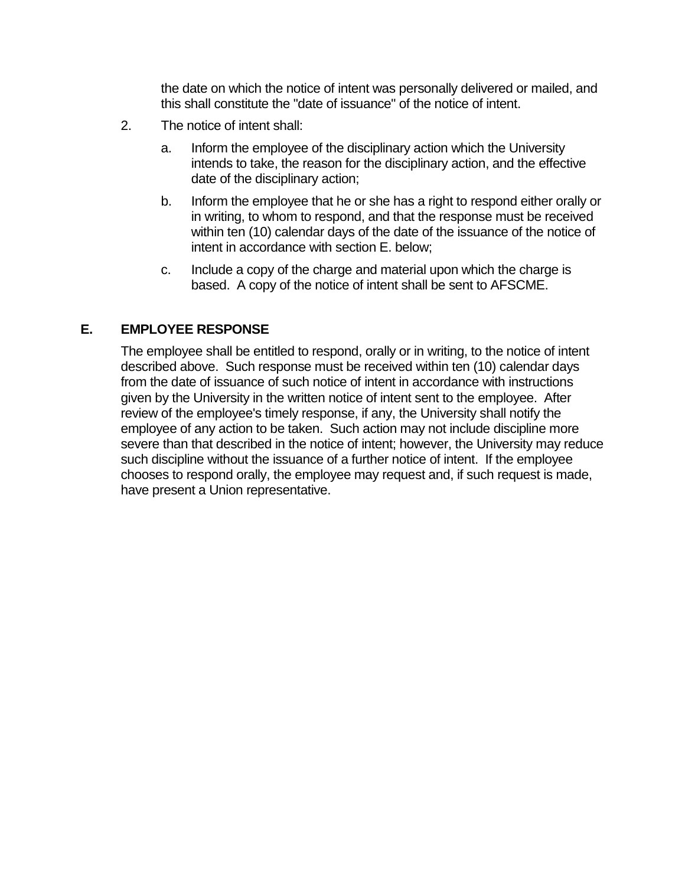the date on which the notice of intent was personally delivered or mailed, and this shall constitute the "date of issuance" of the notice of intent.

2. The notice of intent shall:

   a. Inform the employee of the disciplinary action which the University intends to take, the reason for the disciplinary action, and the effective date of the disciplinary action;

   b. Inform the employee that he or she has a right to respond either orally or in writing, to whom to respond, and that the response must be received within ten (10) calendar days of the date of the issuance of the notice of intent in accordance with section E. below;

   c. Include a copy of the charge and material upon which the charge is based. A copy of the notice of intent shall be sent to AFSCME.

## E. EMPLOYEE RESPONSE

The employee shall be entitled to respond, orally or in writing, to the notice of intent described above. Such response must be received within ten (10) calendar days from the date of issuance of such notice of intent in accordance with instructions given by the University in the written notice of intent sent to the employee. After review of the employee's timely response, if any, the University shall notify the employee of any action to be taken. Such action may not include discipline more severe than that described in the notice of intent; however, the University may reduce such discipline without the issuance of a further notice of intent. If the employee chooses to respond orally, the employee may request and, if such request is made, have present a Union representative.